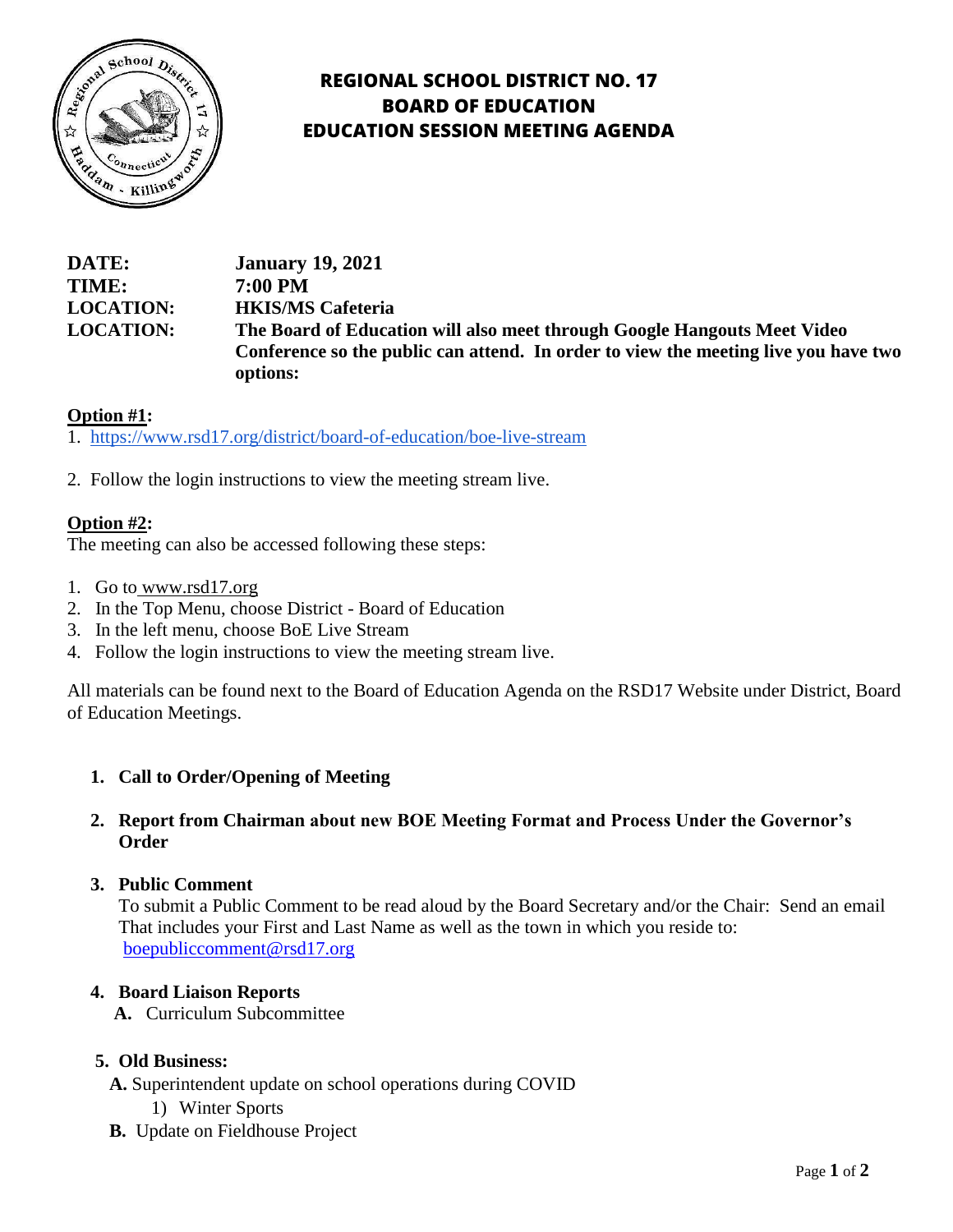# REGIONAL SCHOOL DISTRICT NO. 17
# BOARD OF EDUCATION
# EDUCATION SESSION MEETING AGENDA

**DATE:** January 19, 2021
**TIME:** 7:00 PM
**LOCATION:** HKIS/MS Cafeteria
**LOCATION:** The Board of Education will also meet through Google Hangouts Meet Video Conference so the public can attend. In order to view the meeting live you have two options:

**Option #1:**

1. https://www.rsd17.org/district/board-of-education/boe-live-stream
2. Follow the login instructions to view the meeting stream live.

**Option #2:**

The meeting can also be accessed following these steps:

1. Go to www.rsd17.org
2. In the Top Menu, choose District - Board of Education
3. In the left menu, choose BoE Live Stream
4. Follow the login instructions to view the meeting stream live.

All materials can be found next to the Board of Education Agenda on the RSD17 Website under District, Board of Education Meetings.

1. **Call to Order/Opening of Meeting**

2. **Report from Chairman about new BOE Meeting Format and Process Under the Governor's Order**

3. **Public Comment**
   To submit a Public Comment to be read aloud by the Board Secretary and/or the Chair: Send an email That includes your First and Last Name as well as the town in which you reside to: boepubliccomment@rsd17.org

4. **Board Liaison Reports**
   **A.** Curriculum Subcommittee

5. **Old Business:**
   **A.** Superintendent update on school operations during COVID
      1) Winter Sports
   **B.** Update on Fieldhouse Project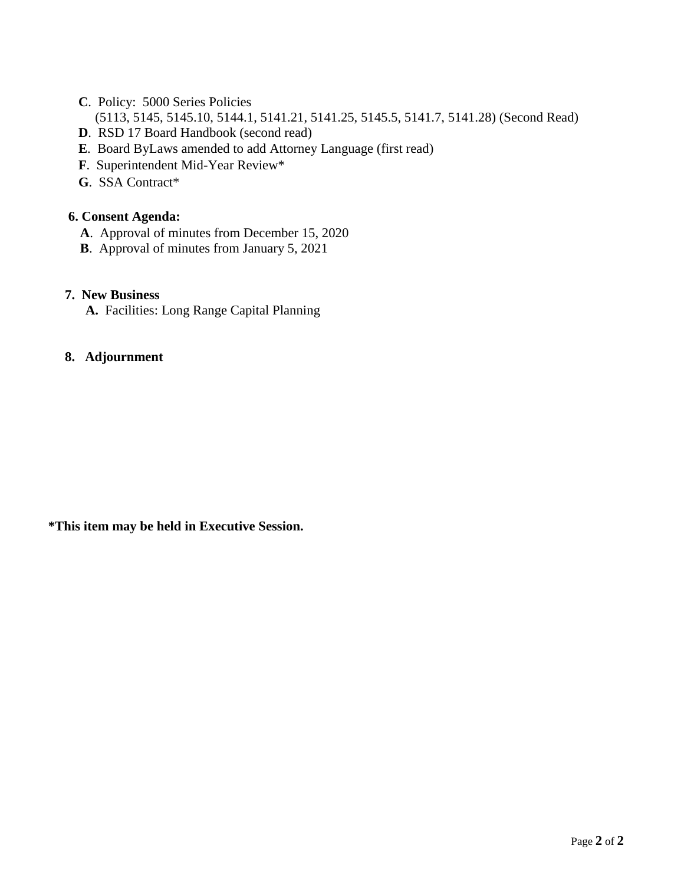**C**. Policy: 5000 Series Policies
(5113, 5145, 5145.10, 5144.1, 5141.21, 5141.25, 5145.5, 5141.7, 5141.28) (Second Read)

**D**. RSD 17 Board Handbook (second read)

**E**. Board ByLaws amended to add Attorney Language (first read)

**F**. Superintendent Mid-Year Review*

**G**. SSA Contract*

**6. Consent Agenda:**

**A**. Approval of minutes from December 15, 2020

**B**. Approval of minutes from January 5, 2021

**7. New Business**

**A.** Facilities: Long Range Capital Planning

**8. Adjournment**

**\*This item may be held in Executive Session.**